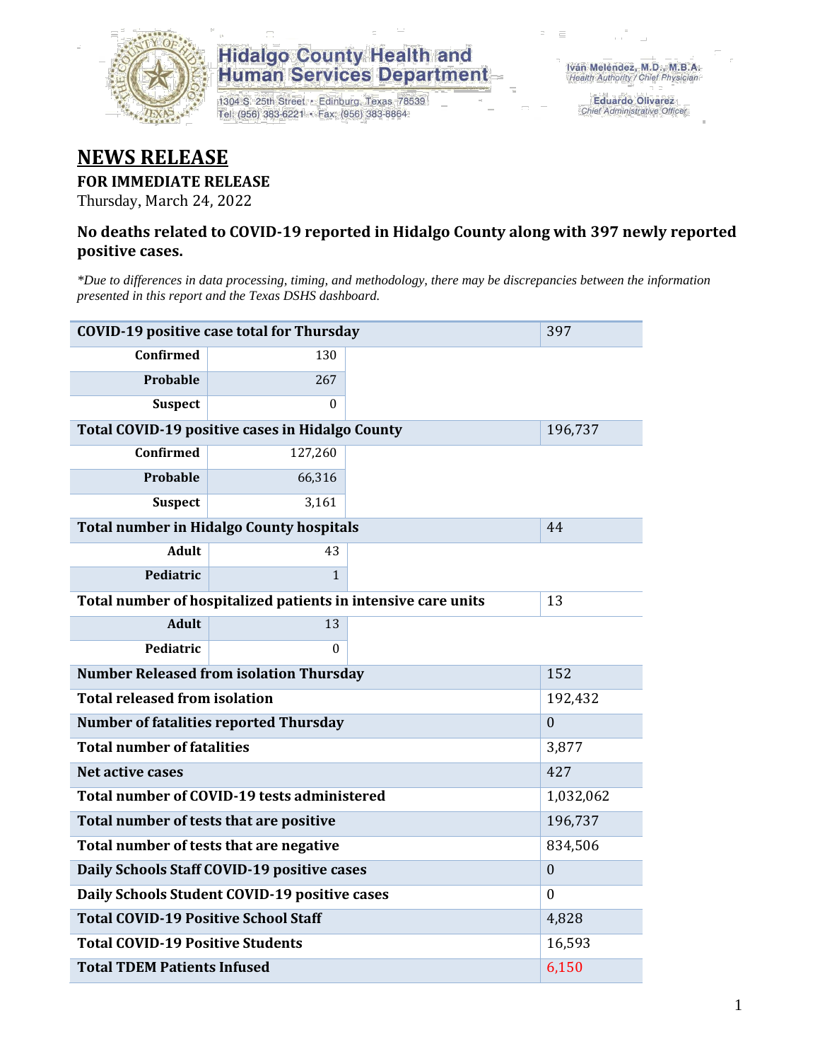Hidalgo County Health and Human Services Department

1304 S. 25th Street • Edinburg, Texas 78539
Tel: (956) 383-6221 • Fax: (956) 383-8864

Iván Meléndez, M.D., M.B.A.
Health Authority / Chief Physician

Eduardo Olivarez
Chief Administrative Officer

# NEWS RELEASE

**FOR IMMEDIATE RELEASE**

Thursday, March 24, 2022

### No deaths related to COVID-19 reported in Hidalgo County along with 397 newly reported positive cases.

*\*Due to differences in data processing, timing, and methodology, there may be discrepancies between the information presented in this report and the Texas DSHS dashboard.*

| | | |
|---|---|---|
| **COVID-19 positive case total for Thursday** | | 397 |
| **Confirmed** | 130 | |
| **Probable** | 267 | |
| **Suspect** | 0 | |
| **Total COVID-19 positive cases in Hidalgo County** | | 196,737 |
| **Confirmed** | 127,260 | |
| **Probable** | 66,316 | |
| **Suspect** | 3,161 | |
| **Total number in Hidalgo County hospitals** | | 44 |
| **Adult** | 43 | |
| **Pediatric** | 1 | |
| **Total number of hospitalized patients in intensive care units** | | 13 |
| **Adult** | 13 | |
| **Pediatric** | 0 | |
| **Number Released from isolation Thursday** | | 152 |
| **Total released from isolation** | | 192,432 |
| **Number of fatalities reported Thursday** | | 0 |
| **Total number of fatalities** | | 3,877 |
| **Net active cases** | | 427 |
| **Total number of COVID-19 tests administered** | | 1,032,062 |
| **Total number of tests that are positive** | | 196,737 |
| **Total number of tests that are negative** | | 834,506 |
| **Daily Schools Staff COVID-19 positive cases** | | 0 |
| **Daily Schools Student COVID-19 positive cases** | | 0 |
| **Total COVID-19 Positive School Staff** | | 4,828 |
| **Total COVID-19 Positive Students** | | 16,593 |
| **Total TDEM Patients Infused** | | 6,150 |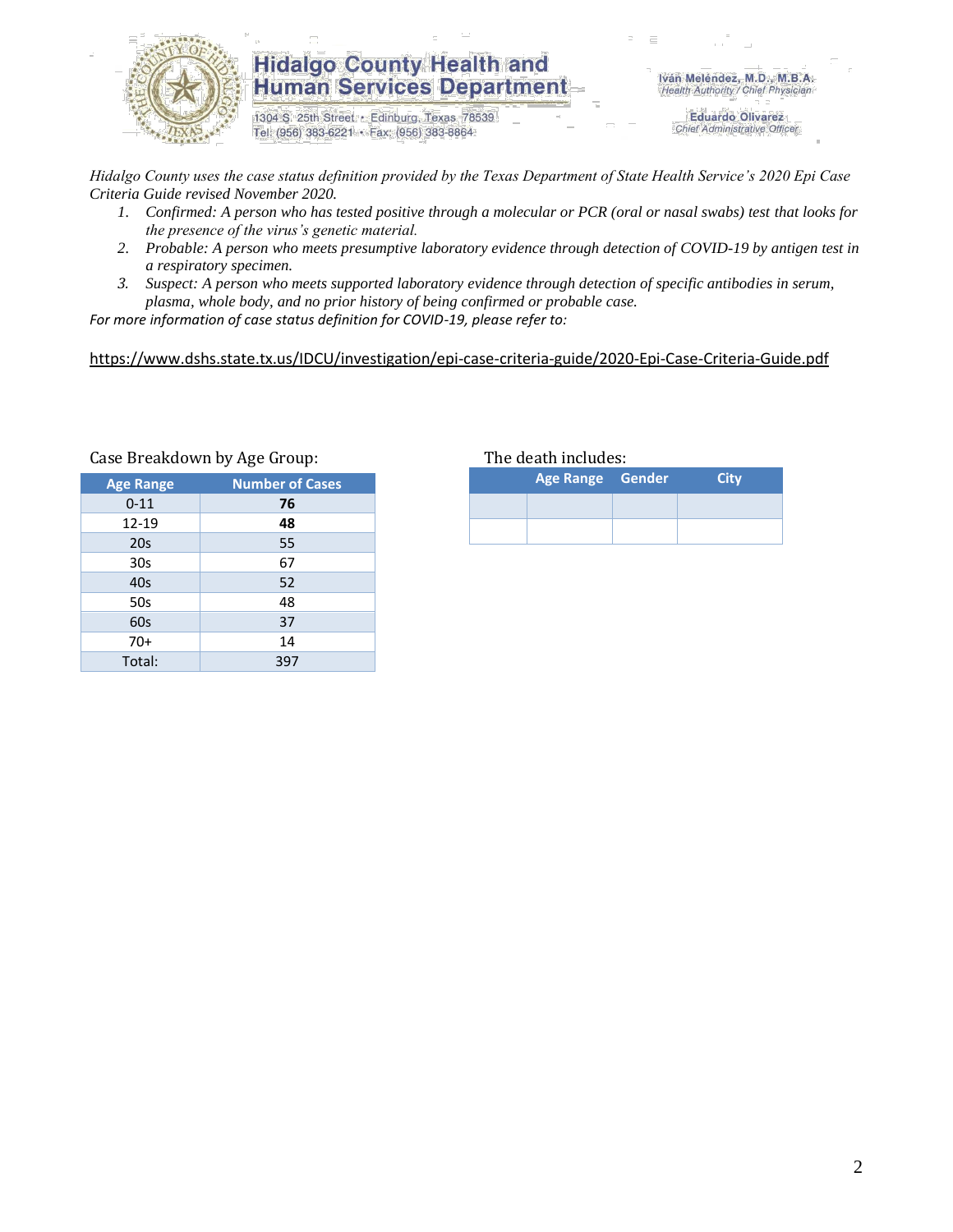Hidalgo County Health and Human Services Department

1304 S. 25th Street • Edinburg, Texas 78539
Tel: (956) 383-6221 • Fax: (956) 383-8864

Iván Meléndez, M.D., M.B.A.
*Health Authority / Chief Physician*

Eduardo Olivarez
*Chief Administrative Officer*

*Hidalgo County uses the case status definition provided by the Texas Department of State Health Service's 2020 Epi Case Criteria Guide revised November 2020.*

1. *Confirmed: A person who has tested positive through a molecular or PCR (oral or nasal swabs) test that looks for the presence of the virus's genetic material.*
2. *Probable: A person who meets presumptive laboratory evidence through detection of COVID-19 by antigen test in a respiratory specimen.*
3. *Suspect: A person who meets supported laboratory evidence through detection of specific antibodies in serum, plasma, whole body, and no prior history of being confirmed or probable case.*

*For more information of case status definition for COVID-19, please refer to:*

https://www.dshs.state.tx.us/IDCU/investigation/epi-case-criteria-guide/2020-Epi-Case-Criteria-Guide.pdf

Case Breakdown by Age Group:

| Age Range | Number of Cases |
|---|---|
| 0-11 | **76** |
| 12-19 | **48** |
| 20s | 55 |
| 30s | 67 |
| 40s | 52 |
| 50s | 48 |
| 60s | 37 |
| 70+ | 14 |
| Total: | 397 |

The death includes:

| | Age Range | Gender | City |
|---|---|---|---|
| | | | |
| | | | |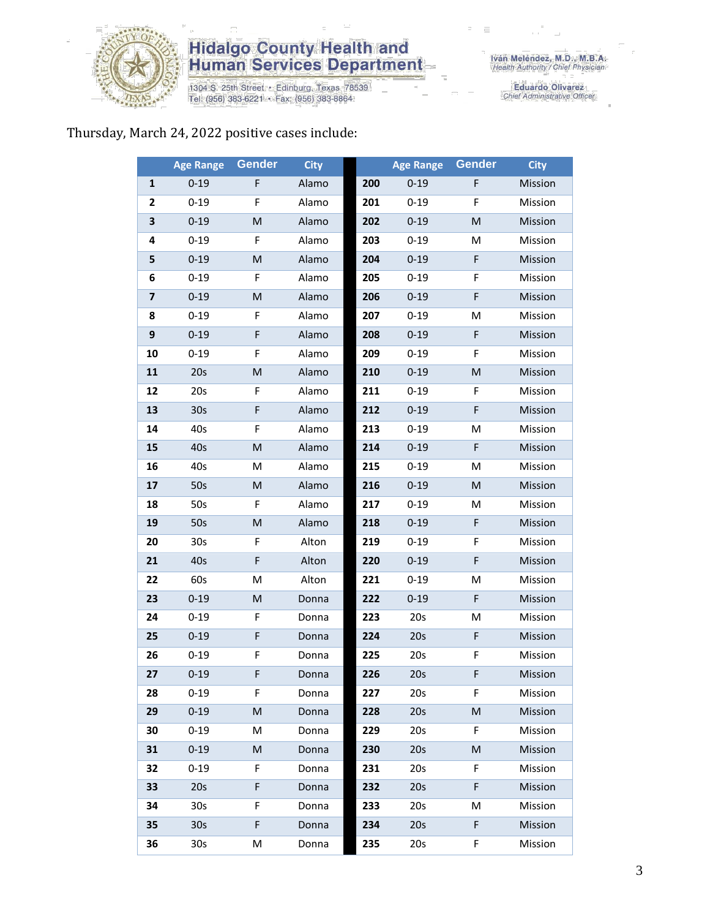Thursday, March 24, 2022 positive cases include:

| | Age Range | Gender | City | | Age Range | Gender | City |
|---|---|---|---|---|---|---|---|
| 1 | 0-19 | F | Alamo | 200 | 0-19 | F | Mission |
| 2 | 0-19 | F | Alamo | 201 | 0-19 | F | Mission |
| 3 | 0-19 | M | Alamo | 202 | 0-19 | M | Mission |
| 4 | 0-19 | F | Alamo | 203 | 0-19 | M | Mission |
| 5 | 0-19 | M | Alamo | 204 | 0-19 | F | Mission |
| 6 | 0-19 | F | Alamo | 205 | 0-19 | F | Mission |
| 7 | 0-19 | M | Alamo | 206 | 0-19 | F | Mission |
| 8 | 0-19 | F | Alamo | 207 | 0-19 | M | Mission |
| 9 | 0-19 | F | Alamo | 208 | 0-19 | F | Mission |
| 10 | 0-19 | F | Alamo | 209 | 0-19 | F | Mission |
| 11 | 20s | M | Alamo | 210 | 0-19 | M | Mission |
| 12 | 20s | F | Alamo | 211 | 0-19 | F | Mission |
| 13 | 30s | F | Alamo | 212 | 0-19 | F | Mission |
| 14 | 40s | F | Alamo | 213 | 0-19 | M | Mission |
| 15 | 40s | M | Alamo | 214 | 0-19 | F | Mission |
| 16 | 40s | M | Alamo | 215 | 0-19 | M | Mission |
| 17 | 50s | M | Alamo | 216 | 0-19 | M | Mission |
| 18 | 50s | F | Alamo | 217 | 0-19 | M | Mission |
| 19 | 50s | M | Alamo | 218 | 0-19 | F | Mission |
| 20 | 30s | F | Alton | 219 | 0-19 | F | Mission |
| 21 | 40s | F | Alton | 220 | 0-19 | F | Mission |
| 22 | 60s | M | Alton | 221 | 0-19 | M | Mission |
| 23 | 0-19 | M | Donna | 222 | 0-19 | F | Mission |
| 24 | 0-19 | F | Donna | 223 | 20s | M | Mission |
| 25 | 0-19 | F | Donna | 224 | 20s | F | Mission |
| 26 | 0-19 | F | Donna | 225 | 20s | F | Mission |
| 27 | 0-19 | F | Donna | 226 | 20s | F | Mission |
| 28 | 0-19 | F | Donna | 227 | 20s | F | Mission |
| 29 | 0-19 | M | Donna | 228 | 20s | M | Mission |
| 30 | 0-19 | M | Donna | 229 | 20s | F | Mission |
| 31 | 0-19 | M | Donna | 230 | 20s | M | Mission |
| 32 | 0-19 | F | Donna | 231 | 20s | F | Mission |
| 33 | 20s | F | Donna | 232 | 20s | F | Mission |
| 34 | 30s | F | Donna | 233 | 20s | M | Mission |
| 35 | 30s | F | Donna | 234 | 20s | F | Mission |
| 36 | 30s | M | Donna | 235 | 20s | F | Mission |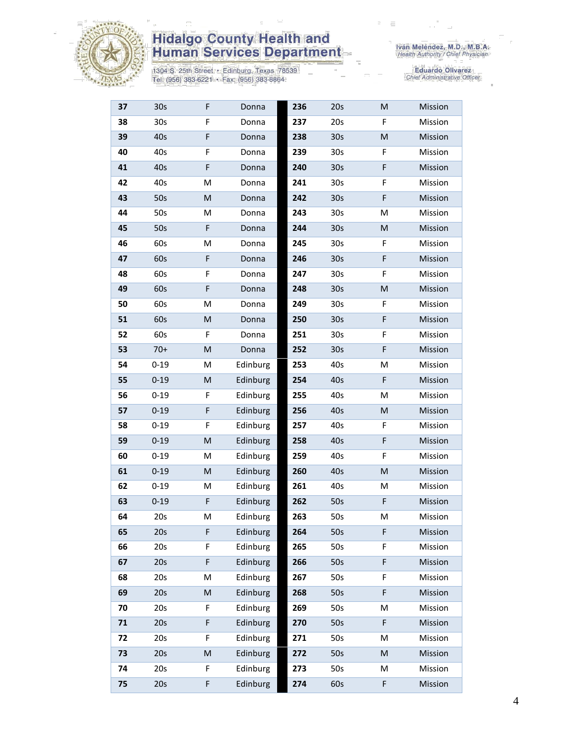| | | | | | | | |
|---|---|---|---|---|---|---|---|
| **37** | 30s | F | Donna | **236** | 20s | M | Mission |
| **38** | 30s | F | Donna | **237** | 20s | F | Mission |
| **39** | 40s | F | Donna | **238** | 30s | M | Mission |
| **40** | 40s | F | Donna | **239** | 30s | F | Mission |
| **41** | 40s | F | Donna | **240** | 30s | F | Mission |
| **42** | 40s | M | Donna | **241** | 30s | F | Mission |
| **43** | 50s | M | Donna | **242** | 30s | F | Mission |
| **44** | 50s | M | Donna | **243** | 30s | M | Mission |
| **45** | 50s | F | Donna | **244** | 30s | M | Mission |
| **46** | 60s | M | Donna | **245** | 30s | F | Mission |
| **47** | 60s | F | Donna | **246** | 30s | F | Mission |
| **48** | 60s | F | Donna | **247** | 30s | F | Mission |
| **49** | 60s | F | Donna | **248** | 30s | M | Mission |
| **50** | 60s | M | Donna | **249** | 30s | F | Mission |
| **51** | 60s | M | Donna | **250** | 30s | F | Mission |
| **52** | 60s | F | Donna | **251** | 30s | F | Mission |
| **53** | 70+ | M | Donna | **252** | 30s | F | Mission |
| **54** | 0-19 | M | Edinburg | **253** | 40s | M | Mission |
| **55** | 0-19 | M | Edinburg | **254** | 40s | F | Mission |
| **56** | 0-19 | F | Edinburg | **255** | 40s | M | Mission |
| **57** | 0-19 | F | Edinburg | **256** | 40s | M | Mission |
| **58** | 0-19 | F | Edinburg | **257** | 40s | F | Mission |
| **59** | 0-19 | M | Edinburg | **258** | 40s | F | Mission |
| **60** | 0-19 | M | Edinburg | **259** | 40s | F | Mission |
| **61** | 0-19 | M | Edinburg | **260** | 40s | M | Mission |
| **62** | 0-19 | M | Edinburg | **261** | 40s | M | Mission |
| **63** | 0-19 | F | Edinburg | **262** | 50s | F | Mission |
| **64** | 20s | M | Edinburg | **263** | 50s | M | Mission |
| **65** | 20s | F | Edinburg | **264** | 50s | F | Mission |
| **66** | 20s | F | Edinburg | **265** | 50s | F | Mission |
| **67** | 20s | F | Edinburg | **266** | 50s | F | Mission |
| **68** | 20s | M | Edinburg | **267** | 50s | F | Mission |
| **69** | 20s | M | Edinburg | **268** | 50s | F | Mission |
| **70** | 20s | F | Edinburg | **269** | 50s | M | Mission |
| **71** | 20s | F | Edinburg | **270** | 50s | F | Mission |
| **72** | 20s | F | Edinburg | **271** | 50s | M | Mission |
| **73** | 20s | M | Edinburg | **272** | 50s | M | Mission |
| **74** | 20s | F | Edinburg | **273** | 50s | M | Mission |
| **75** | 20s | F | Edinburg | **274** | 60s | F | Mission |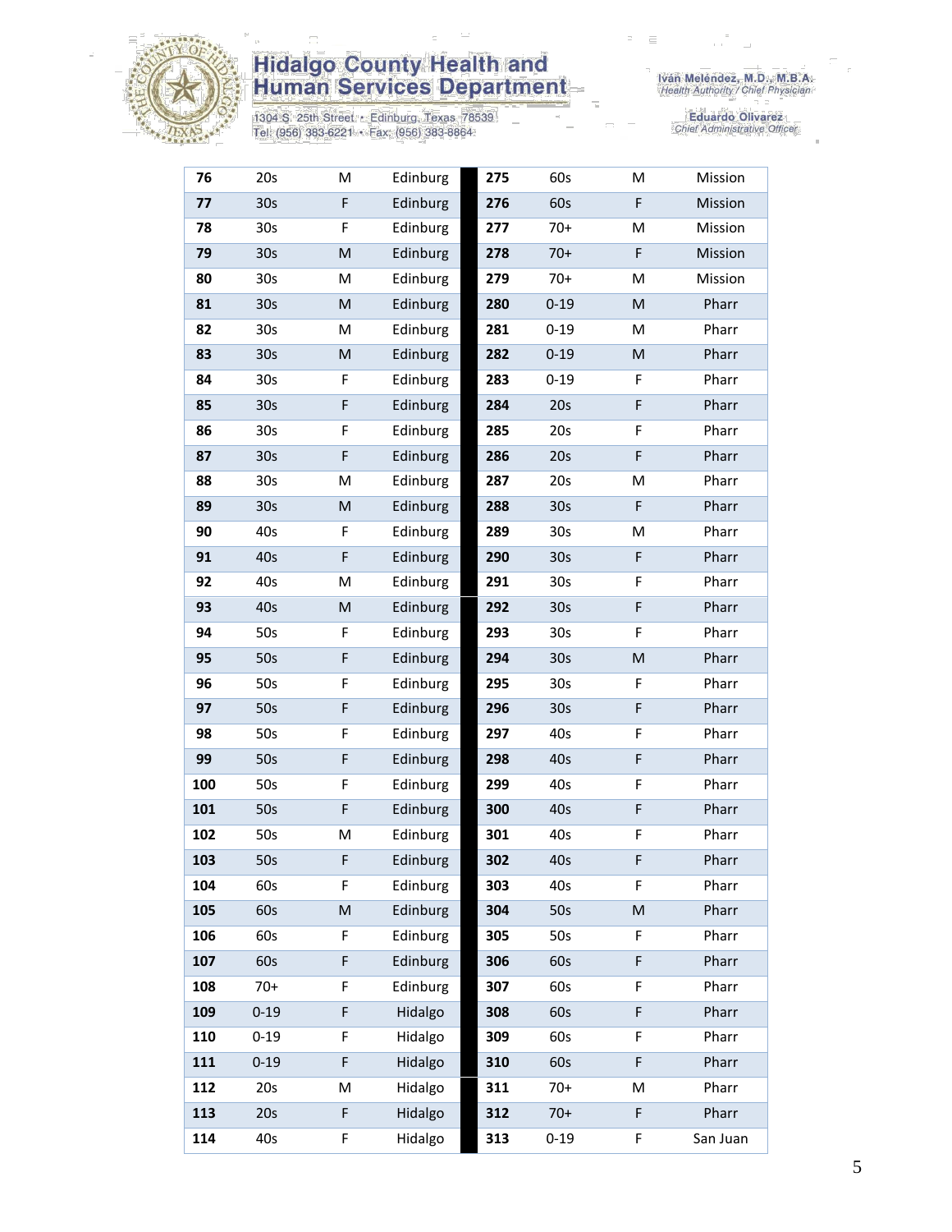| | | | | | | | |
|---|---|---|---|---|---|---|---|
| **76** | 20s | M | Edinburg | **275** | 60s | M | Mission |
| **77** | 30s | F | Edinburg | **276** | 60s | F | Mission |
| **78** | 30s | F | Edinburg | **277** | 70+ | M | Mission |
| **79** | 30s | M | Edinburg | **278** | 70+ | F | Mission |
| **80** | 30s | M | Edinburg | **279** | 70+ | M | Mission |
| **81** | 30s | M | Edinburg | **280** | 0-19 | M | Pharr |
| **82** | 30s | M | Edinburg | **281** | 0-19 | M | Pharr |
| **83** | 30s | M | Edinburg | **282** | 0-19 | M | Pharr |
| **84** | 30s | F | Edinburg | **283** | 0-19 | F | Pharr |
| **85** | 30s | F | Edinburg | **284** | 20s | F | Pharr |
| **86** | 30s | F | Edinburg | **285** | 20s | F | Pharr |
| **87** | 30s | F | Edinburg | **286** | 20s | F | Pharr |
| **88** | 30s | M | Edinburg | **287** | 20s | M | Pharr |
| **89** | 30s | M | Edinburg | **288** | 30s | F | Pharr |
| **90** | 40s | F | Edinburg | **289** | 30s | M | Pharr |
| **91** | 40s | F | Edinburg | **290** | 30s | F | Pharr |
| **92** | 40s | M | Edinburg | **291** | 30s | F | Pharr |
| **93** | 40s | M | Edinburg | **292** | 30s | F | Pharr |
| **94** | 50s | F | Edinburg | **293** | 30s | F | Pharr |
| **95** | 50s | F | Edinburg | **294** | 30s | M | Pharr |
| **96** | 50s | F | Edinburg | **295** | 30s | F | Pharr |
| **97** | 50s | F | Edinburg | **296** | 30s | F | Pharr |
| **98** | 50s | F | Edinburg | **297** | 40s | F | Pharr |
| **99** | 50s | F | Edinburg | **298** | 40s | F | Pharr |
| **100** | 50s | F | Edinburg | **299** | 40s | F | Pharr |
| **101** | 50s | F | Edinburg | **300** | 40s | F | Pharr |
| **102** | 50s | M | Edinburg | **301** | 40s | F | Pharr |
| **103** | 50s | F | Edinburg | **302** | 40s | F | Pharr |
| **104** | 60s | F | Edinburg | **303** | 40s | F | Pharr |
| **105** | 60s | M | Edinburg | **304** | 50s | M | Pharr |
| **106** | 60s | F | Edinburg | **305** | 50s | F | Pharr |
| **107** | 60s | F | Edinburg | **306** | 60s | F | Pharr |
| **108** | 70+ | F | Edinburg | **307** | 60s | F | Pharr |
| **109** | 0-19 | F | Hidalgo | **308** | 60s | F | Pharr |
| **110** | 0-19 | F | Hidalgo | **309** | 60s | F | Pharr |
| **111** | 0-19 | F | Hidalgo | **310** | 60s | F | Pharr |
| **112** | 20s | M | Hidalgo | **311** | 70+ | M | Pharr |
| **113** | 20s | F | Hidalgo | **312** | 70+ | F | Pharr |
| **114** | 40s | F | Hidalgo | **313** | 0-19 | F | San Juan |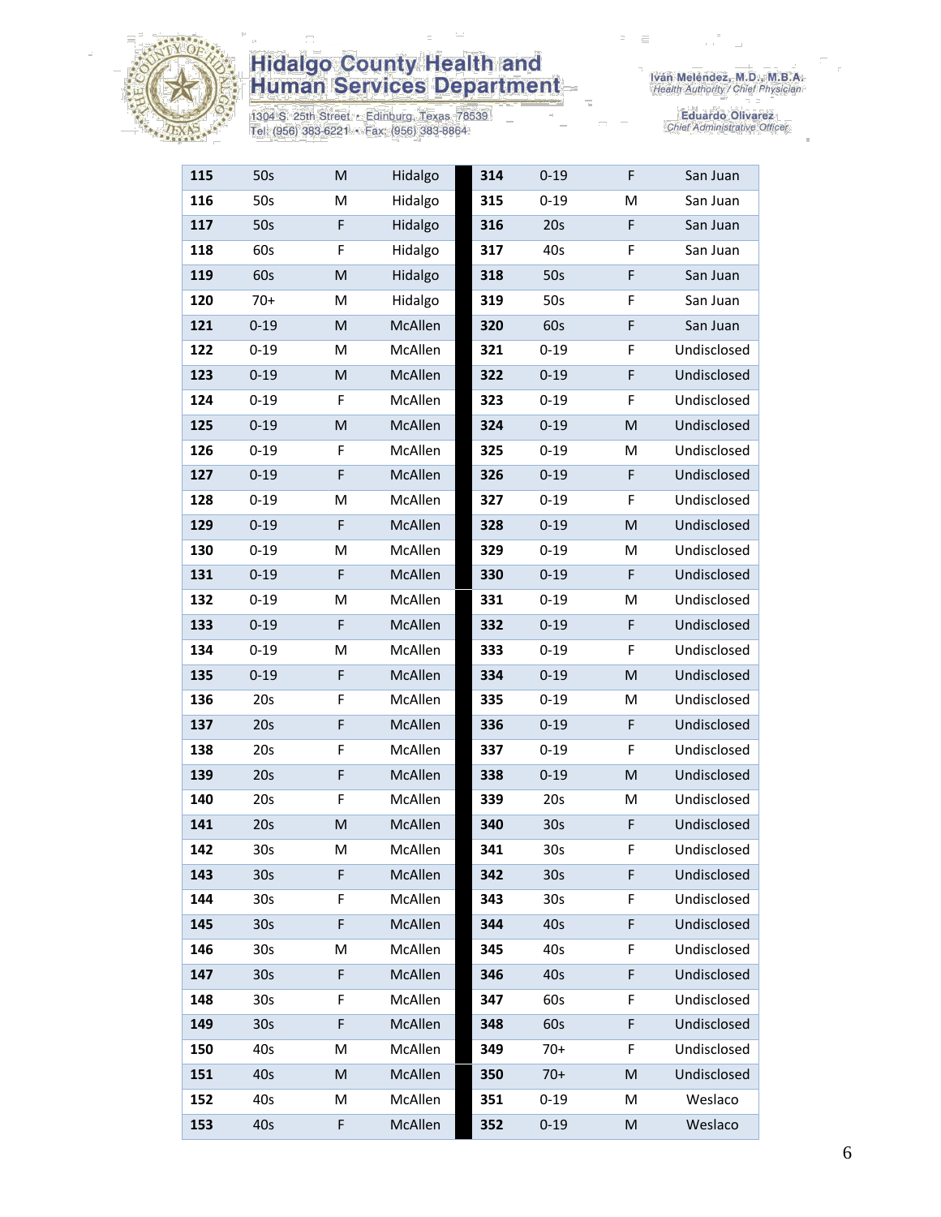# Hidalgo County Health and Human Services Department

1304 S. 25th Street • Edinburg, Texas 78539
Tel: (956) 383-6221 • Fax: (956) 383-8864

Iván Meléndez, M.D., M.B.A.
*Health Authority / Chief Physician*

Eduardo Olivarez
*Chief Administrative Officer*

| | | | | | | | |
|---|---|---|---|---|---|---|---|
| **115** | 50s | M | Hidalgo | **314** | 0-19 | F | San Juan |
| **116** | 50s | M | Hidalgo | **315** | 0-19 | M | San Juan |
| **117** | 50s | F | Hidalgo | **316** | 20s | F | San Juan |
| **118** | 60s | F | Hidalgo | **317** | 40s | F | San Juan |
| **119** | 60s | M | Hidalgo | **318** | 50s | F | San Juan |
| **120** | 70+ | M | Hidalgo | **319** | 50s | F | San Juan |
| **121** | 0-19 | M | McAllen | **320** | 60s | F | San Juan |
| **122** | 0-19 | M | McAllen | **321** | 0-19 | F | Undisclosed |
| **123** | 0-19 | M | McAllen | **322** | 0-19 | F | Undisclosed |
| **124** | 0-19 | F | McAllen | **323** | 0-19 | F | Undisclosed |
| **125** | 0-19 | M | McAllen | **324** | 0-19 | M | Undisclosed |
| **126** | 0-19 | F | McAllen | **325** | 0-19 | M | Undisclosed |
| **127** | 0-19 | F | McAllen | **326** | 0-19 | F | Undisclosed |
| **128** | 0-19 | M | McAllen | **327** | 0-19 | F | Undisclosed |
| **129** | 0-19 | F | McAllen | **328** | 0-19 | M | Undisclosed |
| **130** | 0-19 | M | McAllen | **329** | 0-19 | M | Undisclosed |
| **131** | 0-19 | F | McAllen | **330** | 0-19 | F | Undisclosed |
| **132** | 0-19 | M | McAllen | **331** | 0-19 | M | Undisclosed |
| **133** | 0-19 | F | McAllen | **332** | 0-19 | F | Undisclosed |
| **134** | 0-19 | M | McAllen | **333** | 0-19 | F | Undisclosed |
| **135** | 0-19 | F | McAllen | **334** | 0-19 | M | Undisclosed |
| **136** | 20s | F | McAllen | **335** | 0-19 | M | Undisclosed |
| **137** | 20s | F | McAllen | **336** | 0-19 | F | Undisclosed |
| **138** | 20s | F | McAllen | **337** | 0-19 | F | Undisclosed |
| **139** | 20s | F | McAllen | **338** | 0-19 | M | Undisclosed |
| **140** | 20s | F | McAllen | **339** | 20s | M | Undisclosed |
| **141** | 20s | M | McAllen | **340** | 30s | F | Undisclosed |
| **142** | 30s | M | McAllen | **341** | 30s | F | Undisclosed |
| **143** | 30s | F | McAllen | **342** | 30s | F | Undisclosed |
| **144** | 30s | F | McAllen | **343** | 30s | F | Undisclosed |
| **145** | 30s | F | McAllen | **344** | 40s | F | Undisclosed |
| **146** | 30s | M | McAllen | **345** | 40s | F | Undisclosed |
| **147** | 30s | F | McAllen | **346** | 40s | F | Undisclosed |
| **148** | 30s | F | McAllen | **347** | 60s | F | Undisclosed |
| **149** | 30s | F | McAllen | **348** | 60s | F | Undisclosed |
| **150** | 40s | M | McAllen | **349** | 70+ | F | Undisclosed |
| **151** | 40s | M | McAllen | **350** | 70+ | M | Undisclosed |
| **152** | 40s | M | McAllen | **351** | 0-19 | M | Weslaco |
| **153** | 40s | F | McAllen | **352** | 0-19 | M | Weslaco |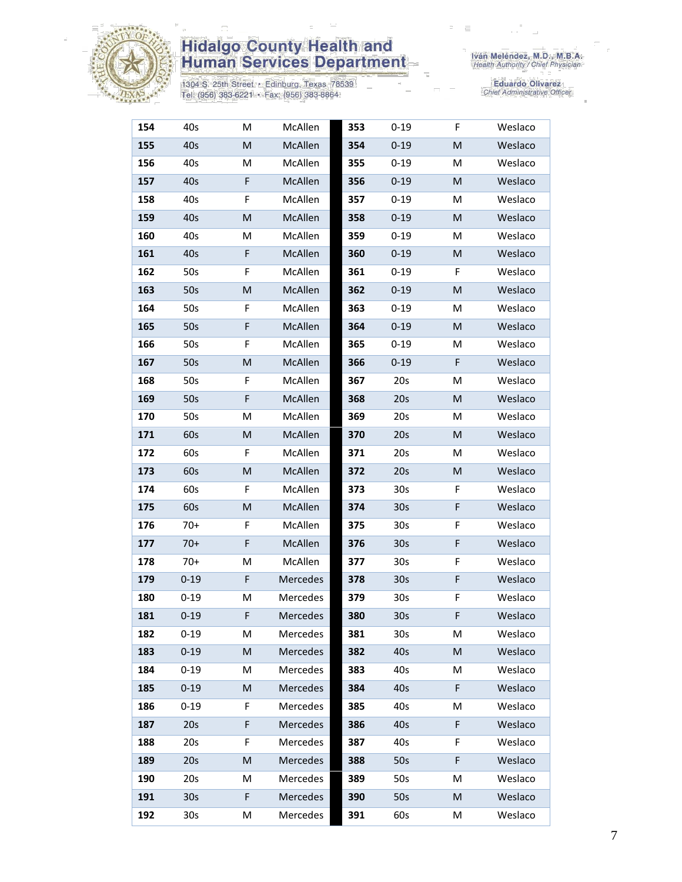| | | | | | | | |
|---|---|---|---|---|---|---|---|
| **154** | 40s | M | McAllen | **353** | 0-19 | F | Weslaco |
| **155** | 40s | M | McAllen | **354** | 0-19 | M | Weslaco |
| **156** | 40s | M | McAllen | **355** | 0-19 | M | Weslaco |
| **157** | 40s | F | McAllen | **356** | 0-19 | M | Weslaco |
| **158** | 40s | F | McAllen | **357** | 0-19 | M | Weslaco |
| **159** | 40s | M | McAllen | **358** | 0-19 | M | Weslaco |
| **160** | 40s | M | McAllen | **359** | 0-19 | M | Weslaco |
| **161** | 40s | F | McAllen | **360** | 0-19 | M | Weslaco |
| **162** | 50s | F | McAllen | **361** | 0-19 | F | Weslaco |
| **163** | 50s | M | McAllen | **362** | 0-19 | M | Weslaco |
| **164** | 50s | F | McAllen | **363** | 0-19 | M | Weslaco |
| **165** | 50s | F | McAllen | **364** | 0-19 | M | Weslaco |
| **166** | 50s | F | McAllen | **365** | 0-19 | M | Weslaco |
| **167** | 50s | M | McAllen | **366** | 0-19 | F | Weslaco |
| **168** | 50s | F | McAllen | **367** | 20s | M | Weslaco |
| **169** | 50s | F | McAllen | **368** | 20s | M | Weslaco |
| **170** | 50s | M | McAllen | **369** | 20s | M | Weslaco |
| **171** | 60s | M | McAllen | **370** | 20s | M | Weslaco |
| **172** | 60s | F | McAllen | **371** | 20s | M | Weslaco |
| **173** | 60s | M | McAllen | **372** | 20s | M | Weslaco |
| **174** | 60s | F | McAllen | **373** | 30s | F | Weslaco |
| **175** | 60s | M | McAllen | **374** | 30s | F | Weslaco |
| **176** | 70+ | F | McAllen | **375** | 30s | F | Weslaco |
| **177** | 70+ | F | McAllen | **376** | 30s | F | Weslaco |
| **178** | 70+ | M | McAllen | **377** | 30s | F | Weslaco |
| **179** | 0-19 | F | Mercedes | **378** | 30s | F | Weslaco |
| **180** | 0-19 | M | Mercedes | **379** | 30s | F | Weslaco |
| **181** | 0-19 | F | Mercedes | **380** | 30s | F | Weslaco |
| **182** | 0-19 | M | Mercedes | **381** | 30s | M | Weslaco |
| **183** | 0-19 | M | Mercedes | **382** | 40s | M | Weslaco |
| **184** | 0-19 | M | Mercedes | **383** | 40s | M | Weslaco |
| **185** | 0-19 | M | Mercedes | **384** | 40s | F | Weslaco |
| **186** | 0-19 | F | Mercedes | **385** | 40s | M | Weslaco |
| **187** | 20s | F | Mercedes | **386** | 40s | F | Weslaco |
| **188** | 20s | F | Mercedes | **387** | 40s | F | Weslaco |
| **189** | 20s | M | Mercedes | **388** | 50s | F | Weslaco |
| **190** | 20s | M | Mercedes | **389** | 50s | M | Weslaco |
| **191** | 30s | F | Mercedes | **390** | 50s | M | Weslaco |
| **192** | 30s | M | Mercedes | **391** | 60s | M | Weslaco |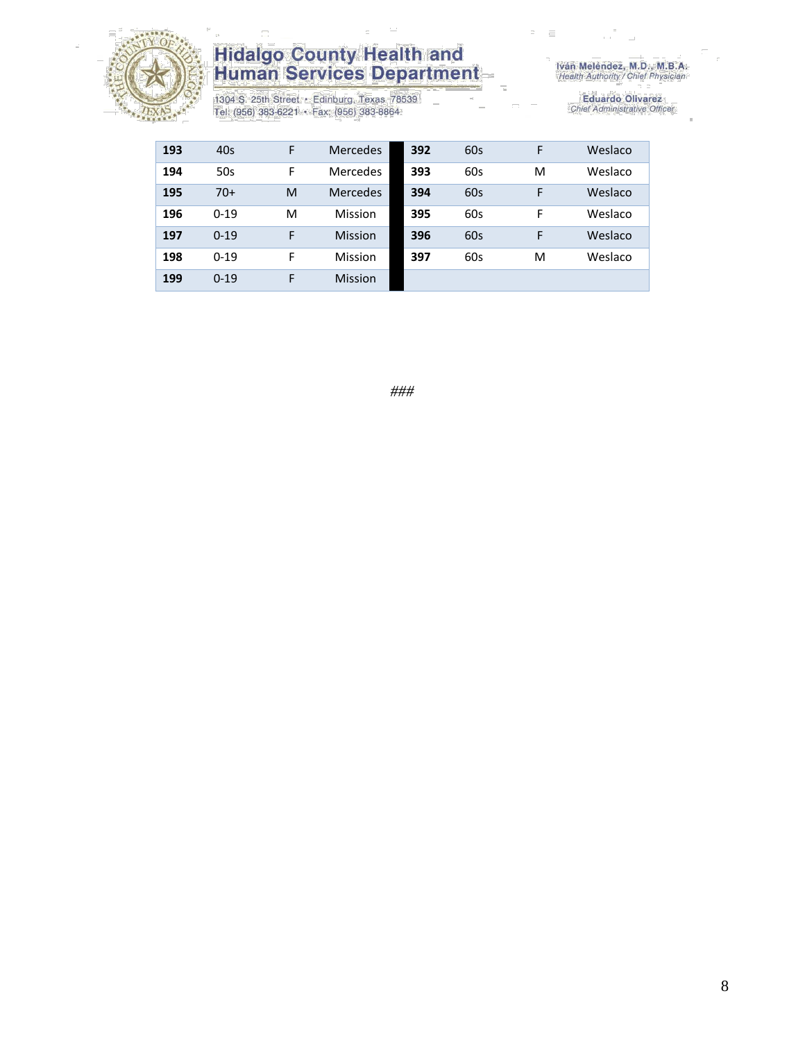| | | | | | | | |
|---|---|---|---|---|---|---|---|
| **193** | 40s | F | Mercedes | **392** | 60s | F | Weslaco |
| **194** | 50s | F | Mercedes | **393** | 60s | M | Weslaco |
| **195** | 70+ | M | Mercedes | **394** | 60s | F | Weslaco |
| **196** | 0-19 | M | Mission | **395** | 60s | F | Weslaco |
| **197** | 0-19 | F | Mission | **396** | 60s | F | Weslaco |
| **198** | 0-19 | F | Mission | **397** | 60s | M | Weslaco |
| **199** | 0-19 | F | Mission | | | | |

###